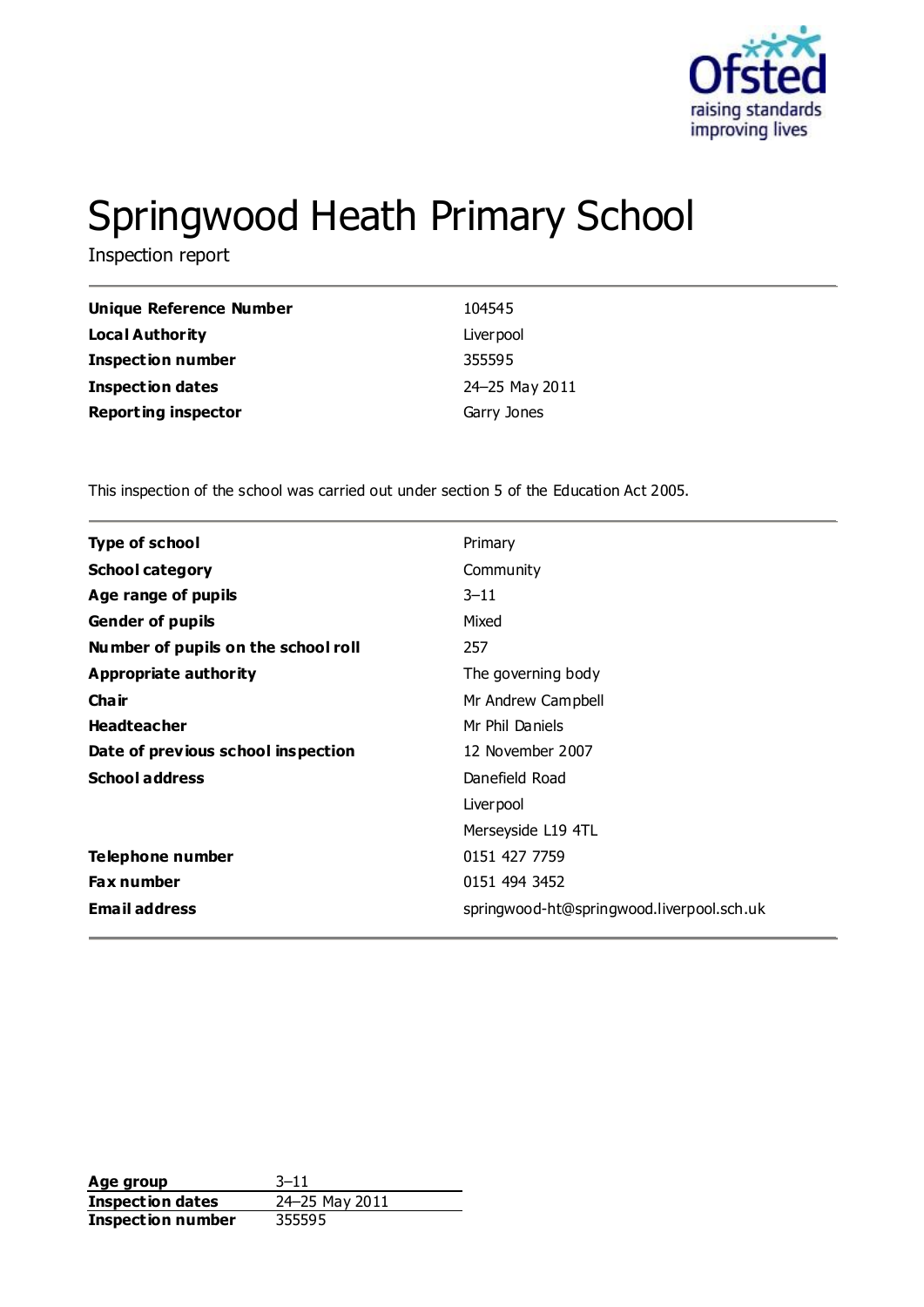Ofsted
raising standards
improving lives

# Springwood Heath Primary School

Inspection report

| | |
|---|---|
| **Unique Reference Number** | 104545 |
| **Local Authority** | Liverpool |
| **Inspection number** | 355595 |
| **Inspection dates** | 24–25 May 2011 |
| **Reporting inspector** | Garry Jones |

This inspection of the school was carried out under section 5 of the Education Act 2005.

| | |
|---|---|
| **Type of school** | Primary |
| **School category** | Community |
| **Age range of pupils** | 3–11 |
| **Gender of pupils** | Mixed |
| **Number of pupils on the school roll** | 257 |
| **Appropriate authority** | The governing body |
| **Chair** | Mr Andrew Campbell |
| **Headteacher** | Mr Phil Daniels |
| **Date of previous school inspection** | 12 November 2007 |
| **School address** | Danefield Road<br>Liverpool<br>Merseyside L19 4TL |
| **Telephone number** | 0151 427 7759 |
| **Fax number** | 0151 494 3452 |
| **Email address** | springwood-ht@springwood.liverpool.sch.uk |

| | |
|---|---|
| **Age group** | 3–11 |
| **Inspection dates** | 24–25 May 2011 |
| **Inspection number** | 355595 |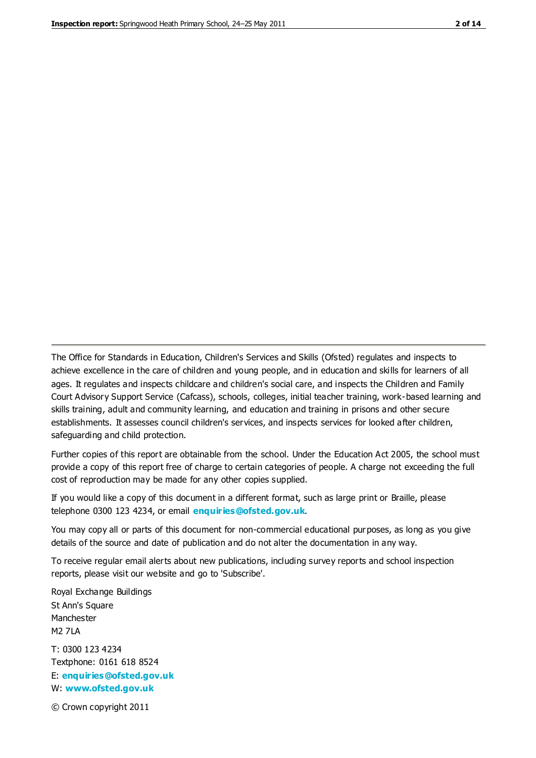The Office for Standards in Education, Children's Services and Skills (Ofsted) regulates and inspects to achieve excellence in the care of children and young people, and in education and skills for learners of all ages. It regulates and inspects childcare and children's social care, and inspects the Children and Family Court Advisory Support Service (Cafcass), schools, colleges, initial teacher training, work-based learning and skills training, adult and community learning, and education and training in prisons and other secure establishments. It assesses council children's services, and inspects services for looked after children, safeguarding and child protection.

Further copies of this report are obtainable from the school. Under the Education Act 2005, the school must provide a copy of this report free of charge to certain categories of people. A charge not exceeding the full cost of reproduction may be made for any other copies supplied.

If you would like a copy of this document in a different format, such as large print or Braille, please telephone 0300 123 4234, or email **enquiries@ofsted.gov.uk**.

You may copy all or parts of this document for non-commercial educational purposes, as long as you give details of the source and date of publication and do not alter the documentation in any way.

To receive regular email alerts about new publications, including survey reports and school inspection reports, please visit our website and go to 'Subscribe'.

Royal Exchange Buildings
St Ann's Square
Manchester
M2 7LA

T: 0300 123 4234
Textphone: 0161 618 8524
E: **enquiries@ofsted.gov.uk**
W: **www.ofsted.gov.uk**

© Crown copyright 2011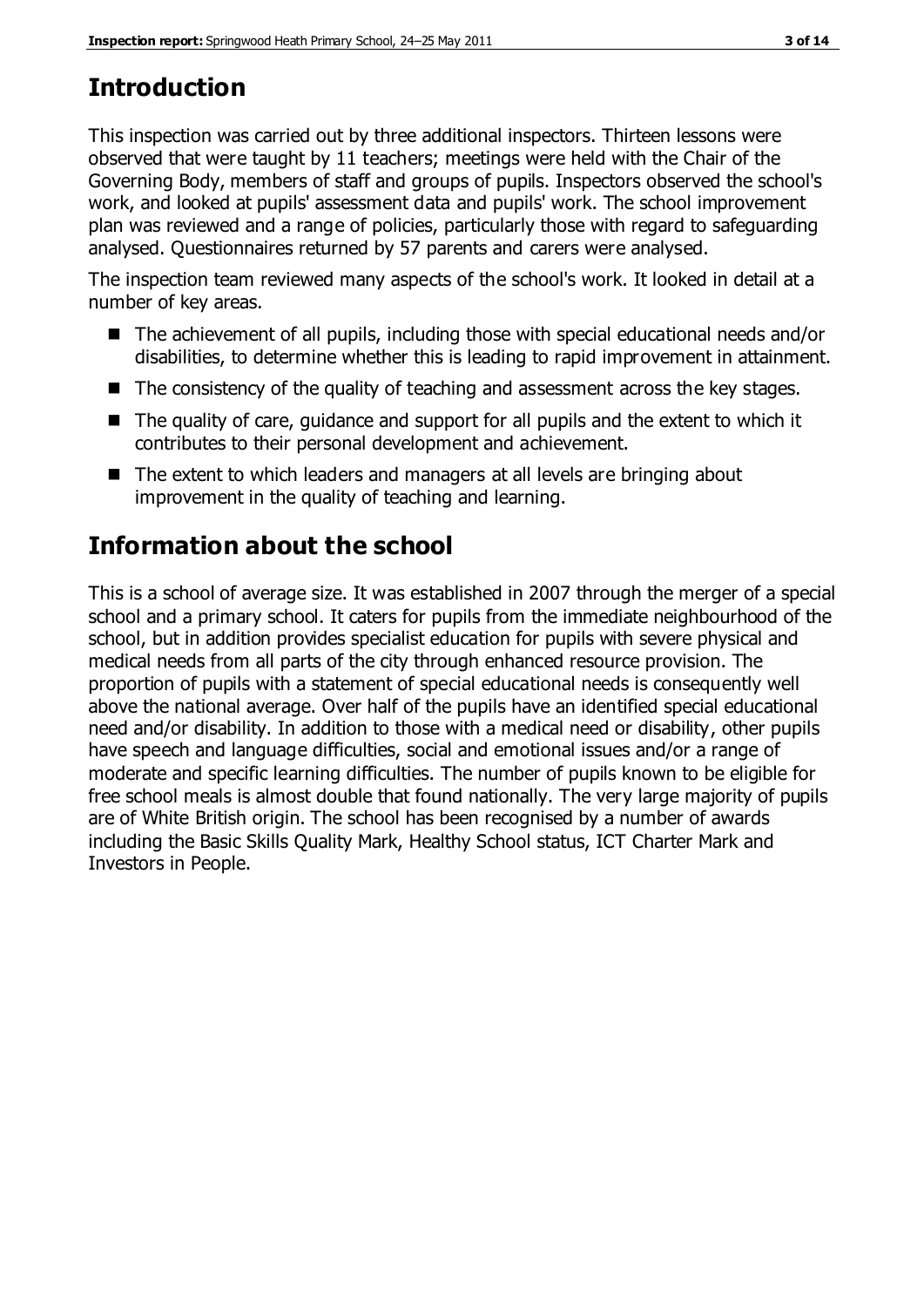# Introduction

This inspection was carried out by three additional inspectors. Thirteen lessons were observed that were taught by 11 teachers; meetings were held with the Chair of the Governing Body, members of staff and groups of pupils. Inspectors observed the school's work, and looked at pupils' assessment data and pupils' work. The school improvement plan was reviewed and a range of policies, particularly those with regard to safeguarding analysed. Questionnaires returned by 57 parents and carers were analysed.

The inspection team reviewed many aspects of the school's work. It looked in detail at a number of key areas.

- The achievement of all pupils, including those with special educational needs and/or disabilities, to determine whether this is leading to rapid improvement in attainment.
- The consistency of the quality of teaching and assessment across the key stages.
- The quality of care, guidance and support for all pupils and the extent to which it contributes to their personal development and achievement.
- The extent to which leaders and managers at all levels are bringing about improvement in the quality of teaching and learning.

# Information about the school

This is a school of average size. It was established in 2007 through the merger of a special school and a primary school. It caters for pupils from the immediate neighbourhood of the school, but in addition provides specialist education for pupils with severe physical and medical needs from all parts of the city through enhanced resource provision. The proportion of pupils with a statement of special educational needs is consequently well above the national average. Over half of the pupils have an identified special educational need and/or disability. In addition to those with a medical need or disability, other pupils have speech and language difficulties, social and emotional issues and/or a range of moderate and specific learning difficulties. The number of pupils known to be eligible for free school meals is almost double that found nationally. The very large majority of pupils are of White British origin. The school has been recognised by a number of awards including the Basic Skills Quality Mark, Healthy School status, ICT Charter Mark and Investors in People.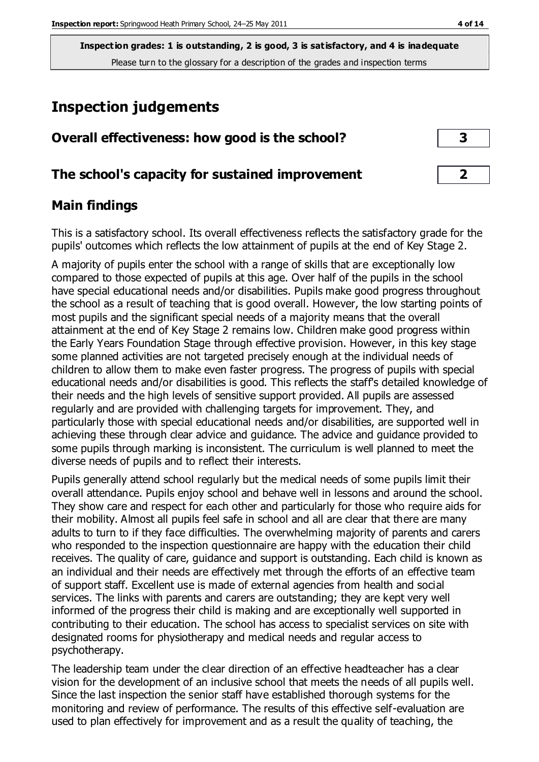**Inspection grades: 1 is outstanding, 2 is good, 3 is satisfactory, and 4 is inadequate**
Please turn to the glossary for a description of the grades and inspection terms

# Inspection judgements

| Overall effectiveness: how good is the school? | 3 |
| --- | --- |
| The school's capacity for sustained improvement | 2 |

## Main findings

This is a satisfactory school. Its overall effectiveness reflects the satisfactory grade for the pupils' outcomes which reflects the low attainment of pupils at the end of Key Stage 2.

A majority of pupils enter the school with a range of skills that are exceptionally low compared to those expected of pupils at this age. Over half of the pupils in the school have special educational needs and/or disabilities. Pupils make good progress throughout the school as a result of teaching that is good overall. However, the low starting points of most pupils and the significant special needs of a majority means that the overall attainment at the end of Key Stage 2 remains low. Children make good progress within the Early Years Foundation Stage through effective provision. However, in this key stage some planned activities are not targeted precisely enough at the individual needs of children to allow them to make even faster progress. The progress of pupils with special educational needs and/or disabilities is good. This reflects the staff's detailed knowledge of their needs and the high levels of sensitive support provided. All pupils are assessed regularly and are provided with challenging targets for improvement. They, and particularly those with special educational needs and/or disabilities, are supported well in achieving these through clear advice and guidance. The advice and guidance provided to some pupils through marking is inconsistent. The curriculum is well planned to meet the diverse needs of pupils and to reflect their interests.

Pupils generally attend school regularly but the medical needs of some pupils limit their overall attendance. Pupils enjoy school and behave well in lessons and around the school. They show care and respect for each other and particularly for those who require aids for their mobility. Almost all pupils feel safe in school and all are clear that there are many adults to turn to if they face difficulties. The overwhelming majority of parents and carers who responded to the inspection questionnaire are happy with the education their child receives. The quality of care, guidance and support is outstanding. Each child is known as an individual and their needs are effectively met through the efforts of an effective team of support staff. Excellent use is made of external agencies from health and social services. The links with parents and carers are outstanding; they are kept very well informed of the progress their child is making and are exceptionally well supported in contributing to their education. The school has access to specialist services on site with designated rooms for physiotherapy and medical needs and regular access to psychotherapy.

The leadership team under the clear direction of an effective headteacher has a clear vision for the development of an inclusive school that meets the needs of all pupils well. Since the last inspection the senior staff have established thorough systems for the monitoring and review of performance. The results of this effective self-evaluation are used to plan effectively for improvement and as a result the quality of teaching, the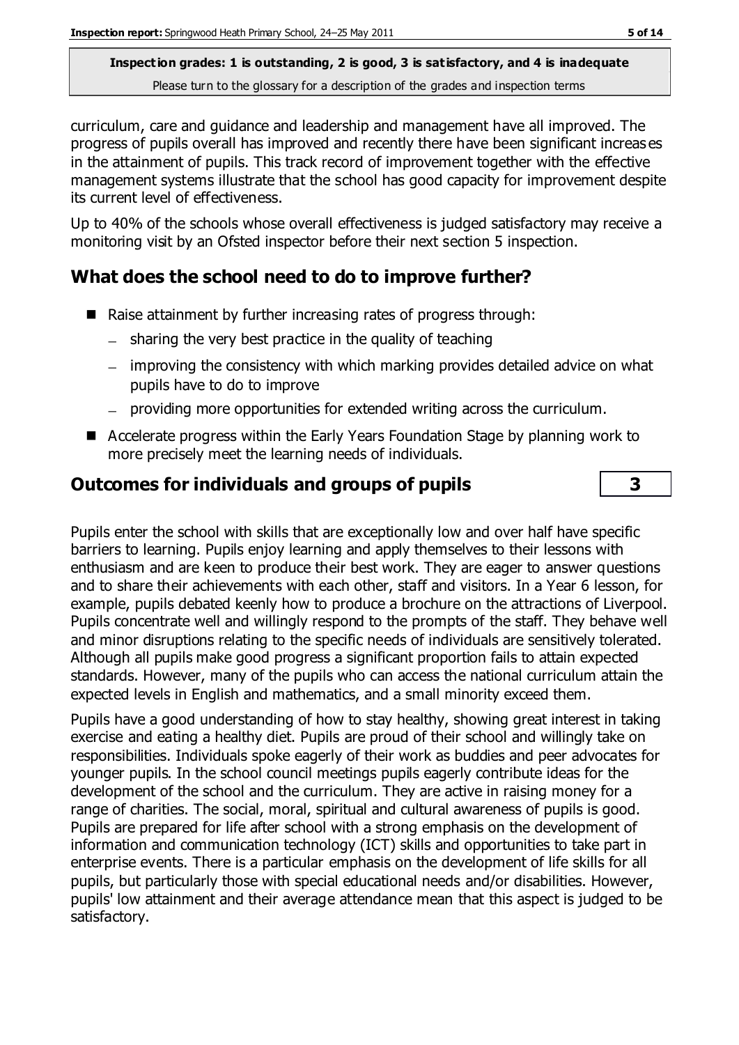curriculum, care and guidance and leadership and management have all improved. The progress of pupils overall has improved and recently there have been significant increases in the attainment of pupils. This track record of improvement together with the effective management systems illustrate that the school has good capacity for improvement despite its current level of effectiveness.

Up to 40% of the schools whose overall effectiveness is judged satisfactory may receive a monitoring visit by an Ofsted inspector before their next section 5 inspection.

## What does the school need to do to improve further?

- Raise attainment by further increasing rates of progress through:
  - sharing the very best practice in the quality of teaching
  - improving the consistency with which marking provides detailed advice on what pupils have to do to improve
  - providing more opportunities for extended writing across the curriculum.
- Accelerate progress within the Early Years Foundation Stage by planning work to more precisely meet the learning needs of individuals.

## Outcomes for individuals and groups of pupils — 3

Pupils enter the school with skills that are exceptionally low and over half have specific barriers to learning. Pupils enjoy learning and apply themselves to their lessons with enthusiasm and are keen to produce their best work. They are eager to answer questions and to share their achievements with each other, staff and visitors. In a Year 6 lesson, for example, pupils debated keenly how to produce a brochure on the attractions of Liverpool. Pupils concentrate well and willingly respond to the prompts of the staff. They behave well and minor disruptions relating to the specific needs of individuals are sensitively tolerated. Although all pupils make good progress a significant proportion fails to attain expected standards. However, many of the pupils who can access the national curriculum attain the expected levels in English and mathematics, and a small minority exceed them.

Pupils have a good understanding of how to stay healthy, showing great interest in taking exercise and eating a healthy diet. Pupils are proud of their school and willingly take on responsibilities. Individuals spoke eagerly of their work as buddies and peer advocates for younger pupils. In the school council meetings pupils eagerly contribute ideas for the development of the school and the curriculum. They are active in raising money for a range of charities. The social, moral, spiritual and cultural awareness of pupils is good. Pupils are prepared for life after school with a strong emphasis on the development of information and communication technology (ICT) skills and opportunities to take part in enterprise events. There is a particular emphasis on the development of life skills for all pupils, but particularly those with special educational needs and/or disabilities. However, pupils' low attainment and their average attendance mean that this aspect is judged to be satisfactory.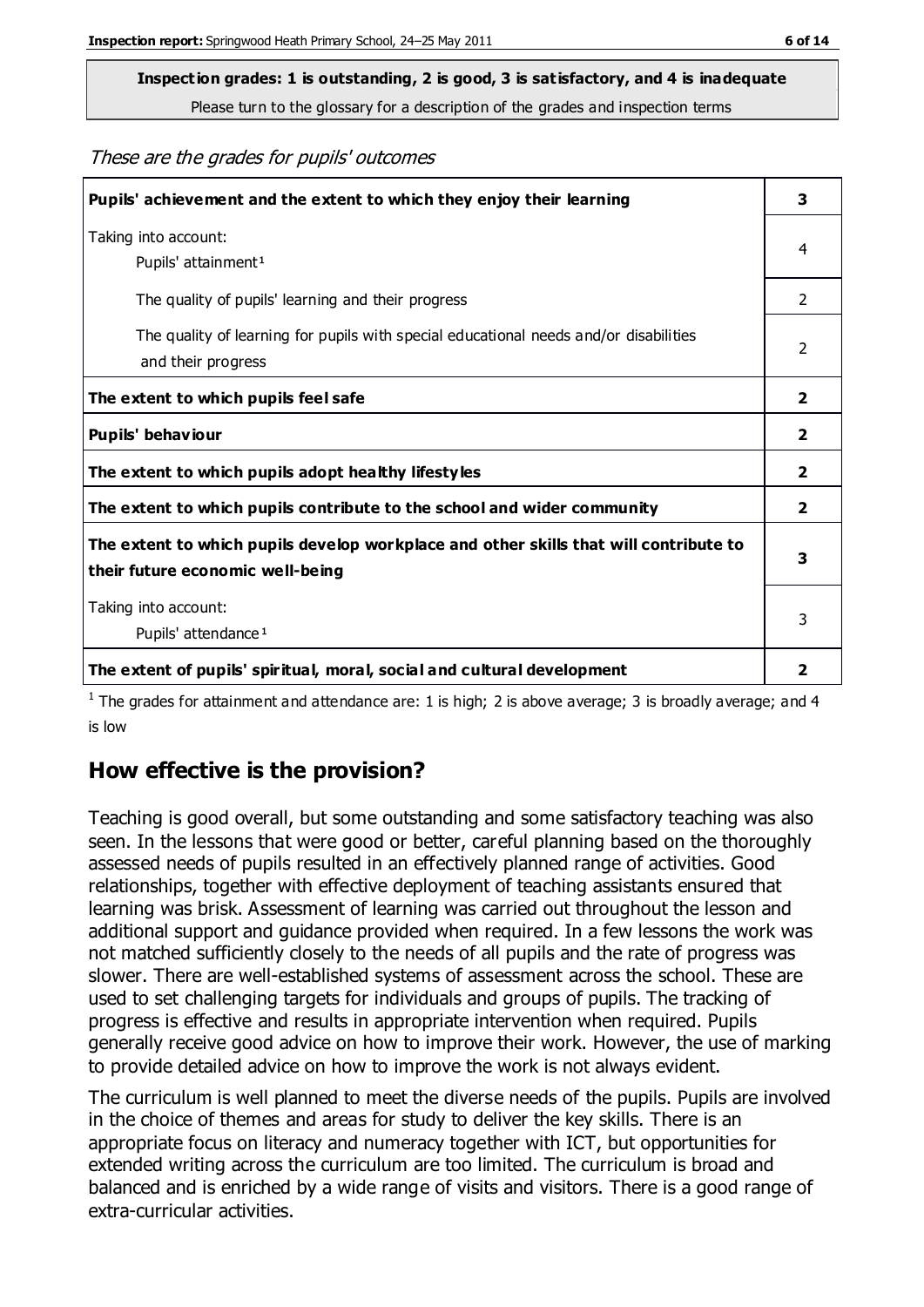**Inspection grades: 1 is outstanding, 2 is good, 3 is satisfactory, and 4 is inadequate**

Please turn to the glossary for a description of the grades and inspection terms

*These are the grades for pupils' outcomes*

| | |
|---|---|
| **Pupils' achievement and the extent to which they enjoy their learning** | **3** |
| Taking into account: Pupils' attainment[1] | 4 |
| The quality of pupils' learning and their progress | 2 |
| The quality of learning for pupils with special educational needs and/or disabilities and their progress | 2 |
| **The extent to which pupils feel safe** | **2** |
| **Pupils' behaviour** | **2** |
| **The extent to which pupils adopt healthy lifestyles** | **2** |
| **The extent to which pupils contribute to the school and wider community** | **2** |
| **The extent to which pupils develop workplace and other skills that will contribute to their future economic well-being** | **3** |
| Taking into account: Pupils' attendance[1] | 3 |
| **The extent of pupils' spiritual, moral, social and cultural development** | **2** |

[1] The grades for attainment and attendance are: 1 is high; 2 is above average; 3 is broadly average; and 4 is low

## How effective is the provision?

Teaching is good overall, but some outstanding and some satisfactory teaching was also seen. In the lessons that were good or better, careful planning based on the thoroughly assessed needs of pupils resulted in an effectively planned range of activities. Good relationships, together with effective deployment of teaching assistants ensured that learning was brisk. Assessment of learning was carried out throughout the lesson and additional support and guidance provided when required. In a few lessons the work was not matched sufficiently closely to the needs of all pupils and the rate of progress was slower. There are well-established systems of assessment across the school. These are used to set challenging targets for individuals and groups of pupils. The tracking of progress is effective and results in appropriate intervention when required. Pupils generally receive good advice on how to improve their work. However, the use of marking to provide detailed advice on how to improve the work is not always evident.

The curriculum is well planned to meet the diverse needs of the pupils. Pupils are involved in the choice of themes and areas for study to deliver the key skills. There is an appropriate focus on literacy and numeracy together with ICT, but opportunities for extended writing across the curriculum are too limited. The curriculum is broad and balanced and is enriched by a wide range of visits and visitors. There is a good range of extra-curricular activities.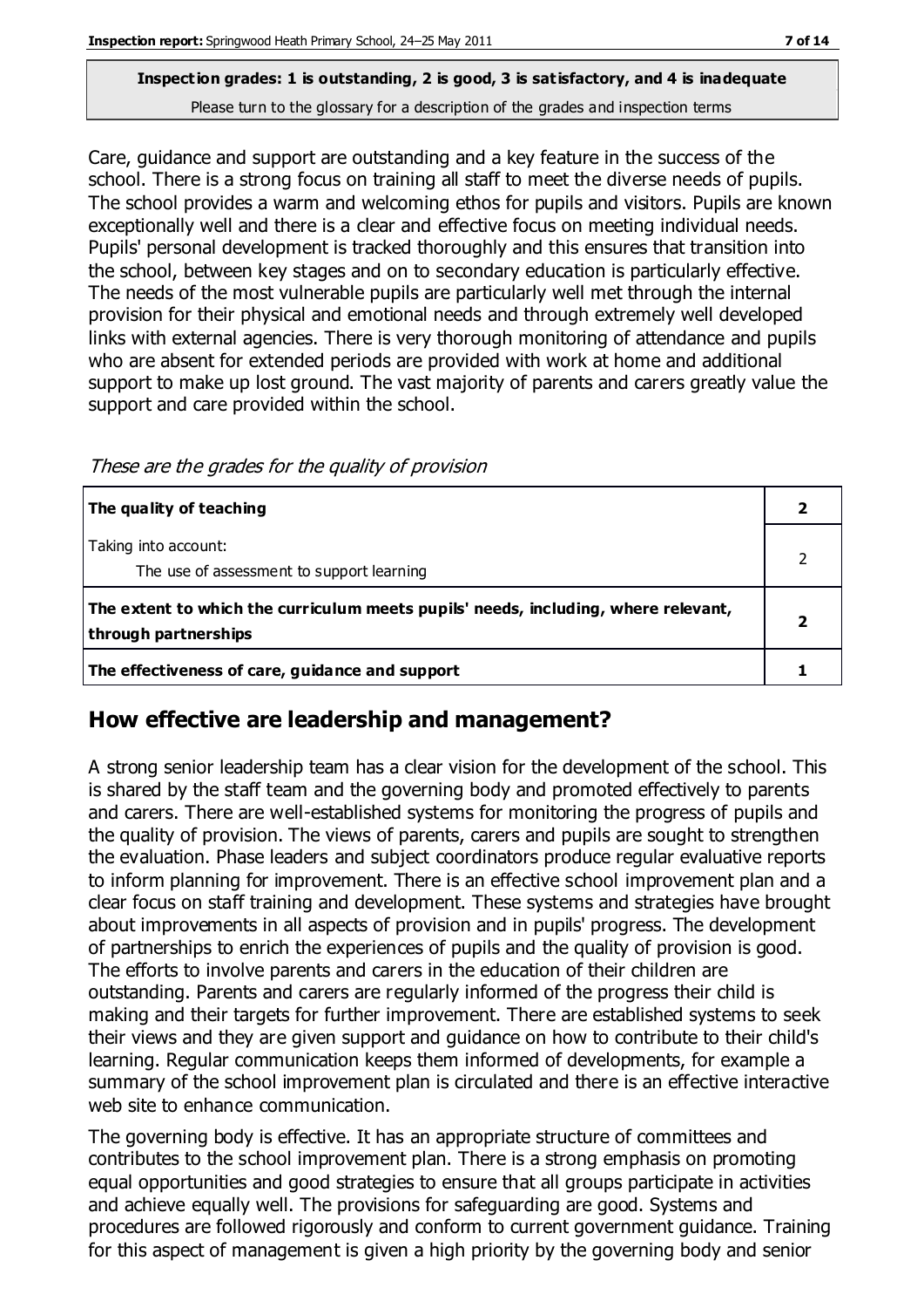**Inspection grades: 1 is outstanding, 2 is good, 3 is satisfactory, and 4 is inadequate**
Please turn to the glossary for a description of the grades and inspection terms

Care, guidance and support are outstanding and a key feature in the success of the school. There is a strong focus on training all staff to meet the diverse needs of pupils. The school provides a warm and welcoming ethos for pupils and visitors. Pupils are known exceptionally well and there is a clear and effective focus on meeting individual needs. Pupils' personal development is tracked thoroughly and this ensures that transition into the school, between key stages and on to secondary education is particularly effective. The needs of the most vulnerable pupils are particularly well met through the internal provision for their physical and emotional needs and through extremely well developed links with external agencies. There is very thorough monitoring of attendance and pupils who are absent for extended periods are provided with work at home and additional support to make up lost ground. The vast majority of parents and carers greatly value the support and care provided within the school.

*These are the grades for the quality of provision*

| | |
|---|---|
| **The quality of teaching** | **2** |
| Taking into account: The use of assessment to support learning | 2 |
| **The extent to which the curriculum meets pupils' needs, including, where relevant, through partnerships** | **2** |
| **The effectiveness of care, guidance and support** | **1** |

## How effective are leadership and management?

A strong senior leadership team has a clear vision for the development of the school. This is shared by the staff team and the governing body and promoted effectively to parents and carers. There are well-established systems for monitoring the progress of pupils and the quality of provision. The views of parents, carers and pupils are sought to strengthen the evaluation. Phase leaders and subject coordinators produce regular evaluative reports to inform planning for improvement. There is an effective school improvement plan and a clear focus on staff training and development. These systems and strategies have brought about improvements in all aspects of provision and in pupils' progress. The development of partnerships to enrich the experiences of pupils and the quality of provision is good. The efforts to involve parents and carers in the education of their children are outstanding. Parents and carers are regularly informed of the progress their child is making and their targets for further improvement. There are established systems to seek their views and they are given support and guidance on how to contribute to their child's learning. Regular communication keeps them informed of developments, for example a summary of the school improvement plan is circulated and there is an effective interactive web site to enhance communication.

The governing body is effective. It has an appropriate structure of committees and contributes to the school improvement plan. There is a strong emphasis on promoting equal opportunities and good strategies to ensure that all groups participate in activities and achieve equally well. The provisions for safeguarding are good. Systems and procedures are followed rigorously and conform to current government guidance. Training for this aspect of management is given a high priority by the governing body and senior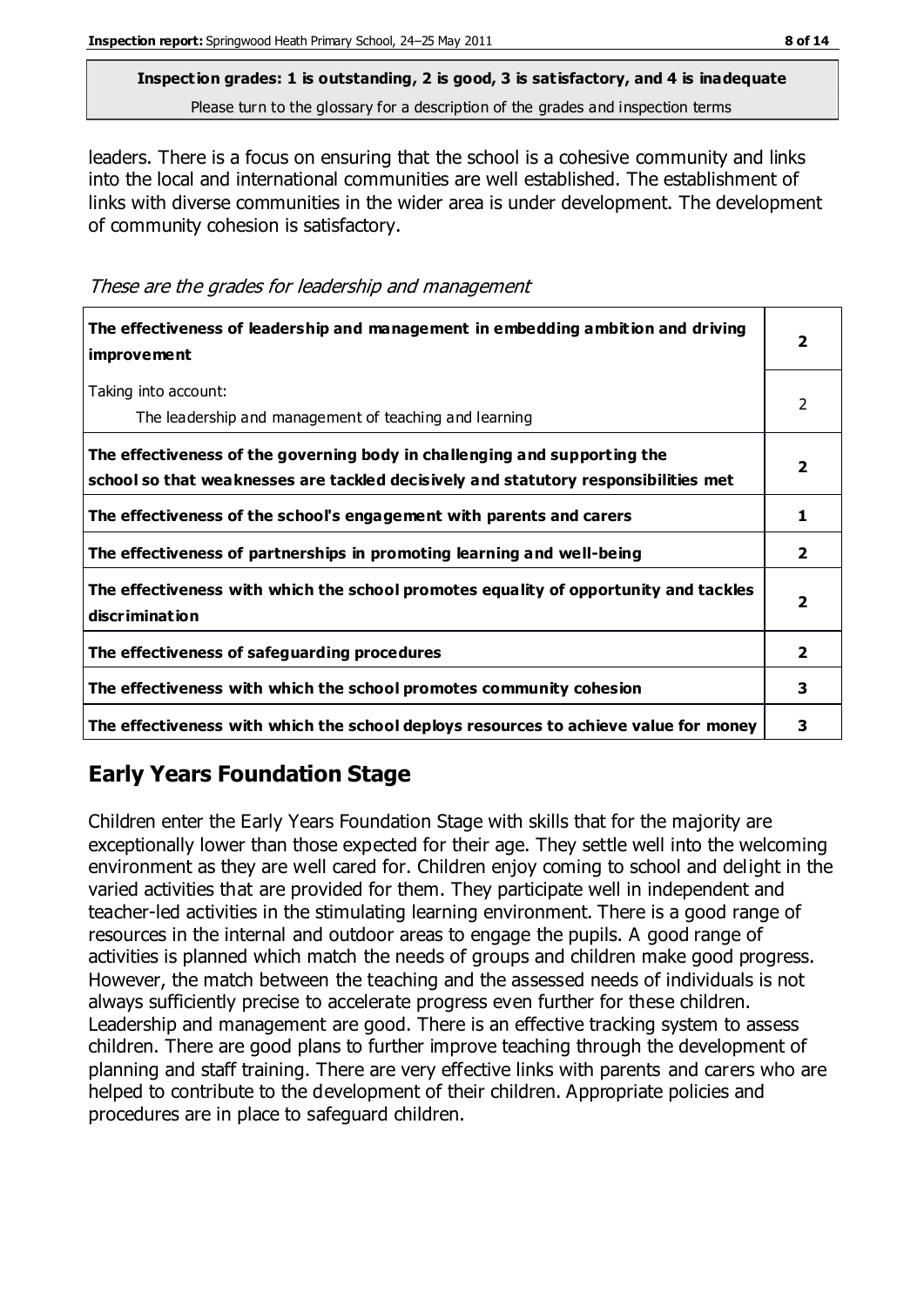**Inspection grades: 1 is outstanding, 2 is good, 3 is satisfactory, and 4 is inadequate**
Please turn to the glossary for a description of the grades and inspection terms

leaders. There is a focus on ensuring that the school is a cohesive community and links into the local and international communities are well established. The establishment of links with diverse communities in the wider area is under development. The development of community cohesion is satisfactory.

*These are the grades for leadership and management*

| | |
|---|---|
| **The effectiveness of leadership and management in embedding ambition and driving improvement** | **2** |
| Taking into account:<br>The leadership and management of teaching and learning | 2 |
| **The effectiveness of the governing body in challenging and supporting the school so that weaknesses are tackled decisively and statutory responsibilities met** | **2** |
| **The effectiveness of the school's engagement with parents and carers** | **1** |
| **The effectiveness of partnerships in promoting learning and well-being** | **2** |
| **The effectiveness with which the school promotes equality of opportunity and tackles discrimination** | **2** |
| **The effectiveness of safeguarding procedures** | **2** |
| **The effectiveness with which the school promotes community cohesion** | **3** |
| **The effectiveness with which the school deploys resources to achieve value for money** | **3** |

## Early Years Foundation Stage

Children enter the Early Years Foundation Stage with skills that for the majority are exceptionally lower than those expected for their age. They settle well into the welcoming environment as they are well cared for. Children enjoy coming to school and delight in the varied activities that are provided for them. They participate well in independent and teacher-led activities in the stimulating learning environment. There is a good range of resources in the internal and outdoor areas to engage the pupils. A good range of activities is planned which match the needs of groups and children make good progress. However, the match between the teaching and the assessed needs of individuals is not always sufficiently precise to accelerate progress even further for these children. Leadership and management are good. There is an effective tracking system to assess children. There are good plans to further improve teaching through the development of planning and staff training. There are very effective links with parents and carers who are helped to contribute to the development of their children. Appropriate policies and procedures are in place to safeguard children.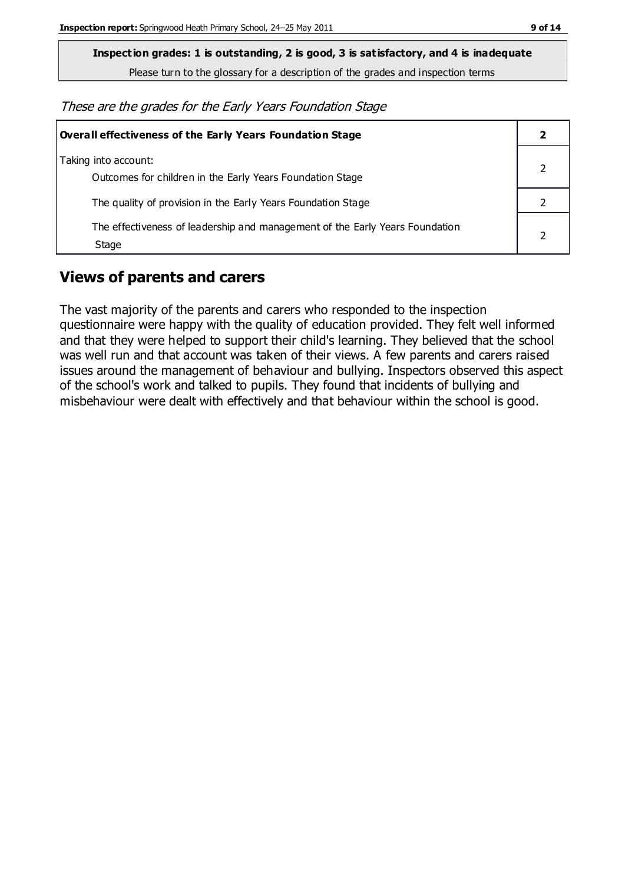**Inspection grades: 1 is outstanding, 2 is good, 3 is satisfactory, and 4 is inadequate**

Please turn to the glossary for a description of the grades and inspection terms

*These are the grades for the Early Years Foundation Stage*

| **Overall effectiveness of the Early Years Foundation Stage** | **2** |
|---|---|
| Taking into account: Outcomes for children in the Early Years Foundation Stage | 2 |
| The quality of provision in the Early Years Foundation Stage | 2 |
| The effectiveness of leadership and management of the Early Years Foundation Stage | 2 |

## Views of parents and carers

The vast majority of the parents and carers who responded to the inspection questionnaire were happy with the quality of education provided. They felt well informed and that they were helped to support their child's learning. They believed that the school was well run and that account was taken of their views. A few parents and carers raised issues around the management of behaviour and bullying. Inspectors observed this aspect of the school's work and talked to pupils. They found that incidents of bullying and misbehaviour were dealt with effectively and that behaviour within the school is good.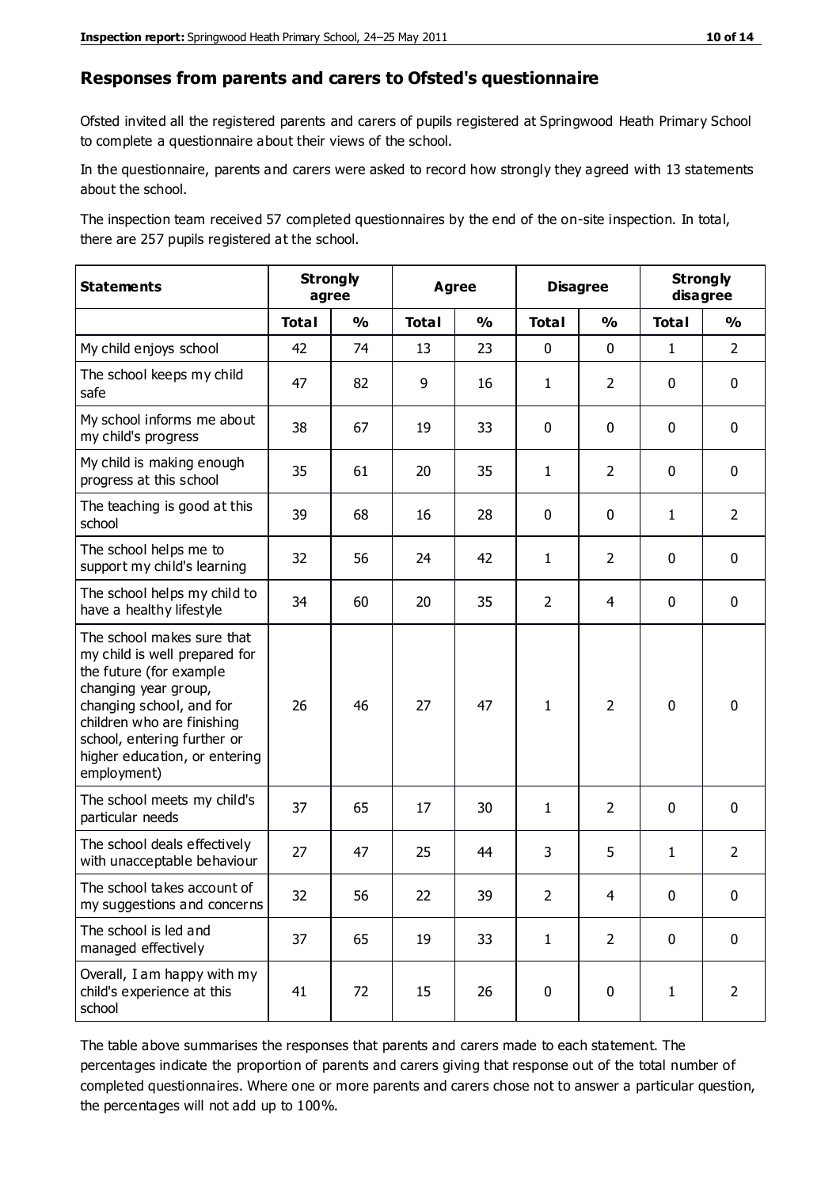## Responses from parents and carers to Ofsted's questionnaire

Ofsted invited all the registered parents and carers of pupils registered at Springwood Heath Primary School to complete a questionnaire about their views of the school.

In the questionnaire, parents and carers were asked to record how strongly they agreed with 13 statements about the school.

The inspection team received 57 completed questionnaires by the end of the on-site inspection. In total, there are 257 pupils registered at the school.

| Statements | Strongly agree | | Agree | | Disagree | | Strongly disagree | |
|---|---|---|---|---|---|---|---|---|
| | Total | % | Total | % | Total | % | Total | % |
| My child enjoys school | 42 | 74 | 13 | 23 | 0 | 0 | 1 | 2 |
| The school keeps my child safe | 47 | 82 | 9 | 16 | 1 | 2 | 0 | 0 |
| My school informs me about my child's progress | 38 | 67 | 19 | 33 | 0 | 0 | 0 | 0 |
| My child is making enough progress at this school | 35 | 61 | 20 | 35 | 1 | 2 | 0 | 0 |
| The teaching is good at this school | 39 | 68 | 16 | 28 | 0 | 0 | 1 | 2 |
| The school helps me to support my child's learning | 32 | 56 | 24 | 42 | 1 | 2 | 0 | 0 |
| The school helps my child to have a healthy lifestyle | 34 | 60 | 20 | 35 | 2 | 4 | 0 | 0 |
| The school makes sure that my child is well prepared for the future (for example changing year group, changing school, and for children who are finishing school, entering further or higher education, or entering employment) | 26 | 46 | 27 | 47 | 1 | 2 | 0 | 0 |
| The school meets my child's particular needs | 37 | 65 | 17 | 30 | 1 | 2 | 0 | 0 |
| The school deals effectively with unacceptable behaviour | 27 | 47 | 25 | 44 | 3 | 5 | 1 | 2 |
| The school takes account of my suggestions and concerns | 32 | 56 | 22 | 39 | 2 | 4 | 0 | 0 |
| The school is led and managed effectively | 37 | 65 | 19 | 33 | 1 | 2 | 0 | 0 |
| Overall, I am happy with my child's experience at this school | 41 | 72 | 15 | 26 | 0 | 0 | 1 | 2 |

The table above summarises the responses that parents and carers made to each statement. The percentages indicate the proportion of parents and carers giving that response out of the total number of completed questionnaires. Where one or more parents and carers chose not to answer a particular question, the percentages will not add up to 100%.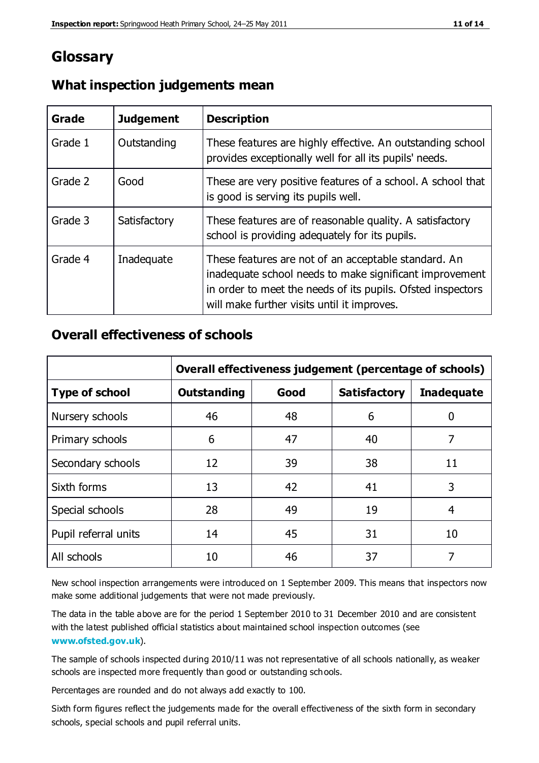# Glossary

## What inspection judgements mean

| Grade | Judgement | Description |
| --- | --- | --- |
| Grade 1 | Outstanding | These features are highly effective. An outstanding school provides exceptionally well for all its pupils' needs. |
| Grade 2 | Good | These are very positive features of a school. A school that is good is serving its pupils well. |
| Grade 3 | Satisfactory | These features are of reasonable quality. A satisfactory school is providing adequately for its pupils. |
| Grade 4 | Inadequate | These features are not of an acceptable standard. An inadequate school needs to make significant improvement in order to meet the needs of its pupils. Ofsted inspectors will make further visits until it improves. |

## Overall effectiveness of schools

| | Overall effectiveness judgement (percentage of schools) | | | |
| --- | --- | --- | --- | --- |
| **Type of school** | **Outstanding** | **Good** | **Satisfactory** | **Inadequate** |
| Nursery schools | 46 | 48 | 6 | 0 |
| Primary schools | 6 | 47 | 40 | 7 |
| Secondary schools | 12 | 39 | 38 | 11 |
| Sixth forms | 13 | 42 | 41 | 3 |
| Special schools | 28 | 49 | 19 | 4 |
| Pupil referral units | 14 | 45 | 31 | 10 |
| All schools | 10 | 46 | 37 | 7 |

New school inspection arrangements were introduced on 1 September 2009. This means that inspectors now make some additional judgements that were not made previously.

The data in the table above are for the period 1 September 2010 to 31 December 2010 and are consistent with the latest published official statistics about maintained school inspection outcomes (see **www.ofsted.gov.uk**).

The sample of schools inspected during 2010/11 was not representative of all schools nationally, as weaker schools are inspected more frequently than good or outstanding schools.

Percentages are rounded and do not always add exactly to 100.

Sixth form figures reflect the judgements made for the overall effectiveness of the sixth form in secondary schools, special schools and pupil referral units.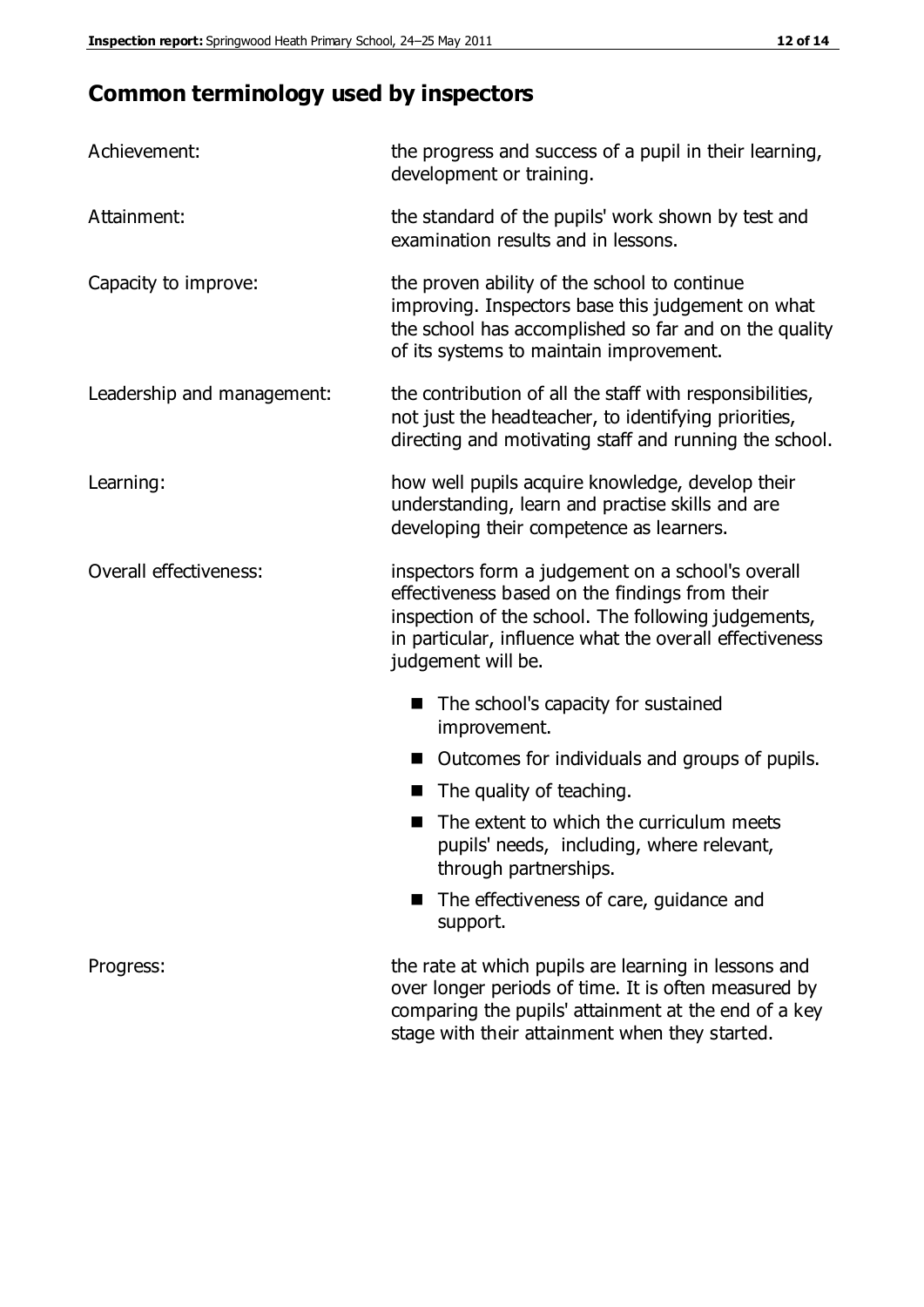## Common terminology used by inspectors

| | |
|---|---|
| Achievement: | the progress and success of a pupil in their learning, development or training. |
| Attainment: | the standard of the pupils' work shown by test and examination results and in lessons. |
| Capacity to improve: | the proven ability of the school to continue improving. Inspectors base this judgement on what the school has accomplished so far and on the quality of its systems to maintain improvement. |
| Leadership and management: | the contribution of all the staff with responsibilities, not just the headteacher, to identifying priorities, directing and motivating staff and running the school. |
| Learning: | how well pupils acquire knowledge, develop their understanding, learn and practise skills and are developing their competence as learners. |
| Overall effectiveness: | inspectors form a judgement on a school's overall effectiveness based on the findings from their inspection of the school. The following judgements, in particular, influence what the overall effectiveness judgement will be. |

- The school's capacity for sustained improvement.
- Outcomes for individuals and groups of pupils.
- The quality of teaching.
- The extent to which the curriculum meets pupils' needs, including, where relevant, through partnerships.
- The effectiveness of care, guidance and support.

| | |
|---|---|
| Progress: | the rate at which pupils are learning in lessons and over longer periods of time. It is often measured by comparing the pupils' attainment at the end of a key stage with their attainment when they started. |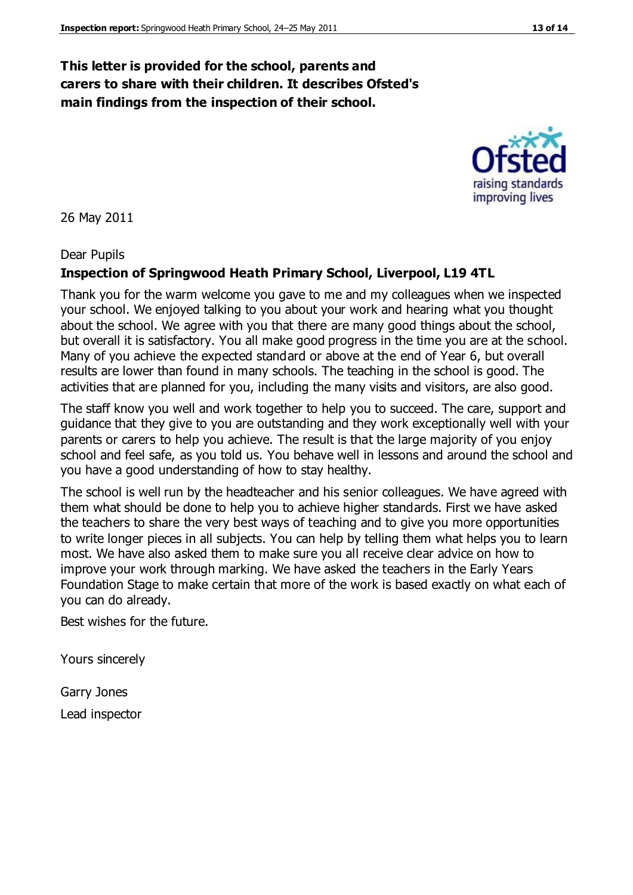**This letter is provided for the school, parents and carers to share with their children. It describes Ofsted's main findings from the inspection of their school.**

26 May 2011

Dear Pupils

**Inspection of Springwood Heath Primary School, Liverpool, L19 4TL**

Thank you for the warm welcome you gave to me and my colleagues when we inspected your school. We enjoyed talking to you about your work and hearing what you thought about the school. We agree with you that there are many good things about the school, but overall it is satisfactory. You all make good progress in the time you are at the school. Many of you achieve the expected standard or above at the end of Year 6, but overall results are lower than found in many schools. The teaching in the school is good. The activities that are planned for you, including the many visits and visitors, are also good.

The staff know you well and work together to help you to succeed. The care, support and guidance that they give to you are outstanding and they work exceptionally well with your parents or carers to help you achieve. The result is that the large majority of you enjoy school and feel safe, as you told us. You behave well in lessons and around the school and you have a good understanding of how to stay healthy.

The school is well run by the headteacher and his senior colleagues. We have agreed with them what should be done to help you to achieve higher standards. First we have asked the teachers to share the very best ways of teaching and to give you more opportunities to write longer pieces in all subjects. You can help by telling them what helps you to learn most. We have also asked them to make sure you all receive clear advice on how to improve your work through marking. We have asked the teachers in the Early Years Foundation Stage to make certain that more of the work is based exactly on what each of you can do already.

Best wishes for the future.

Yours sincerely

Garry Jones

Lead inspector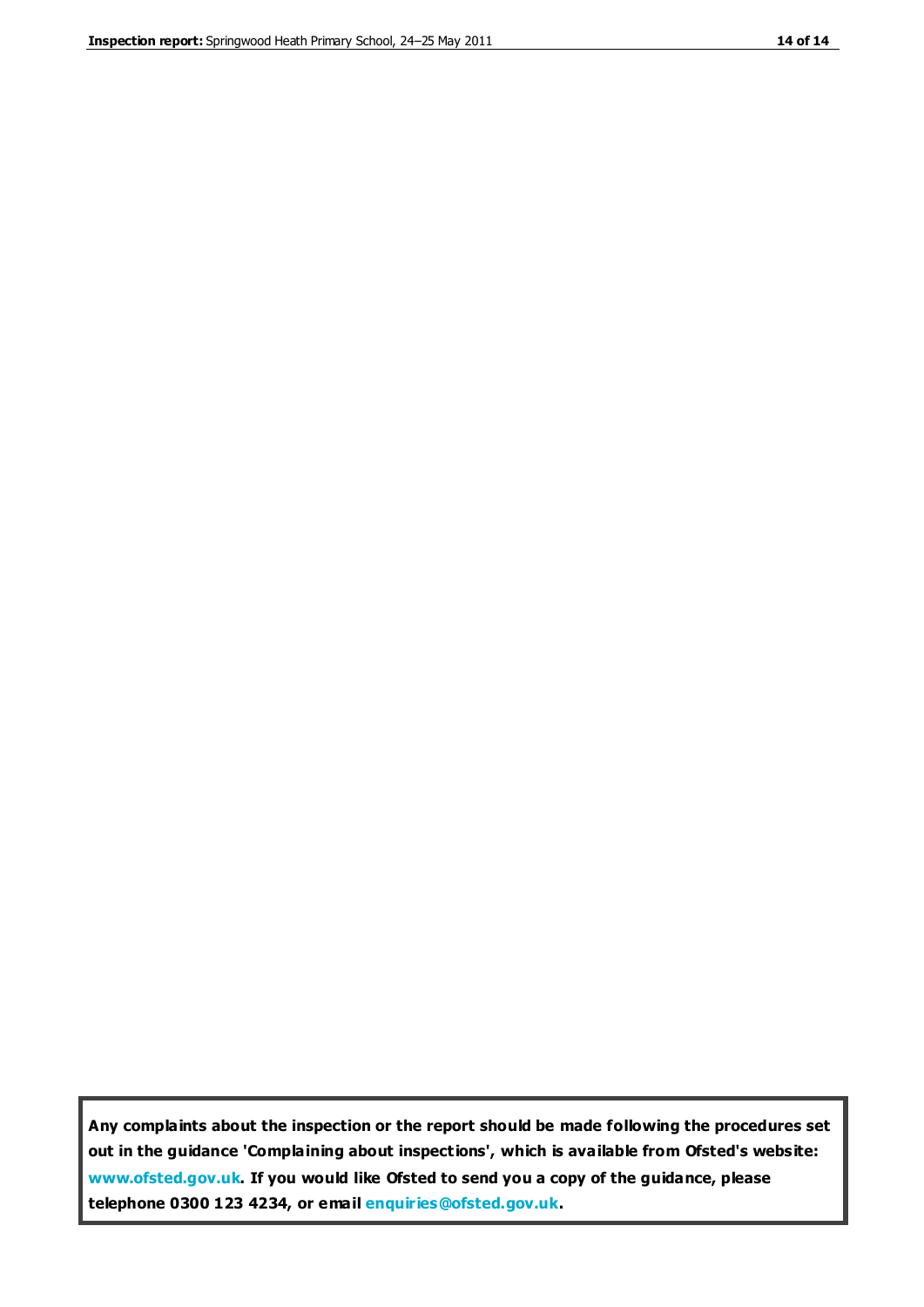**Any complaints about the inspection or the report should be made following the procedures set out in the guidance 'Complaining about inspections', which is available from Ofsted's website: www.ofsted.gov.uk. If you would like Ofsted to send you a copy of the guidance, please telephone 0300 123 4234, or email enquiries@ofsted.gov.uk.**